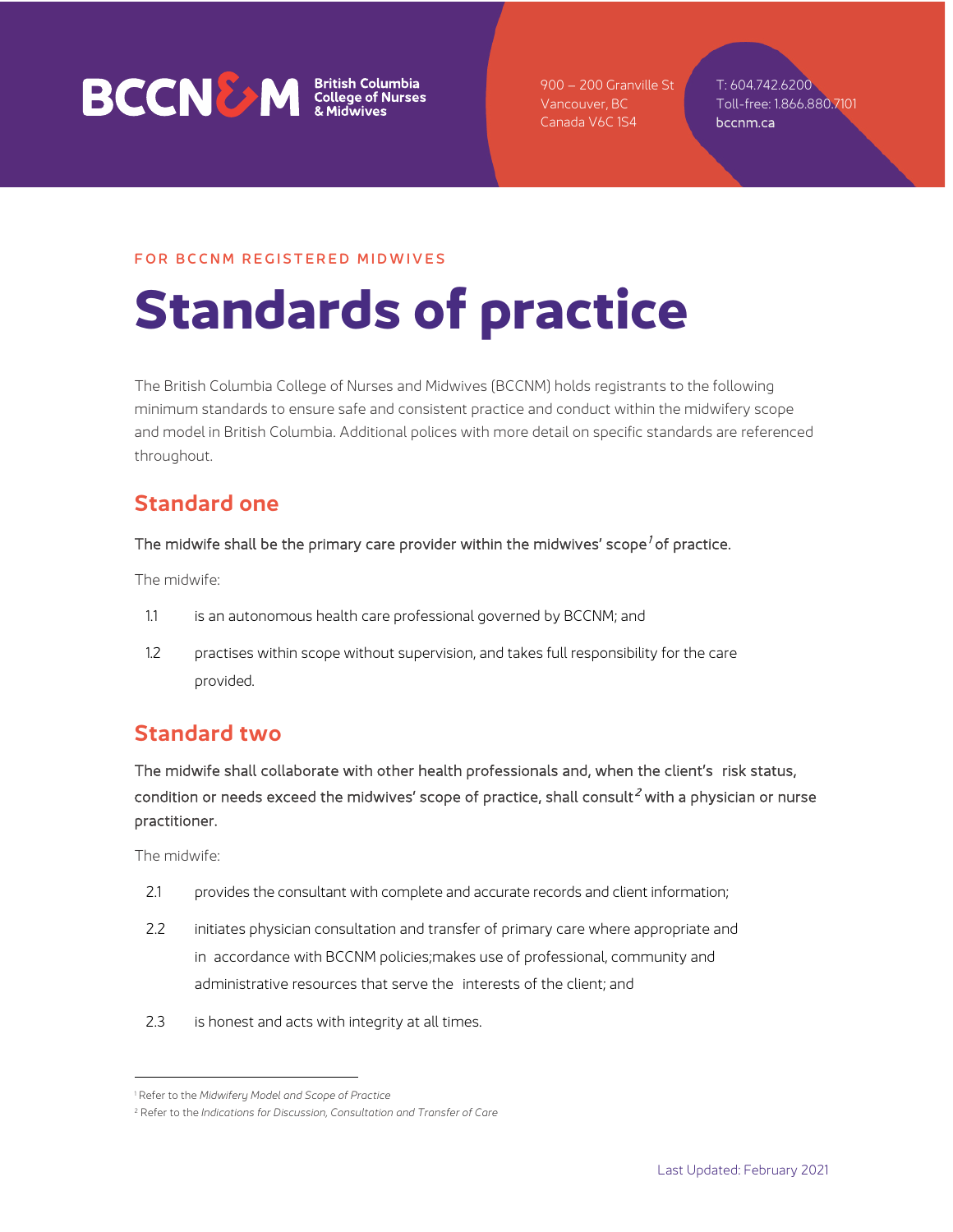BCCN&M British Columbia College of Nurses & Midwives

900 – 200 Granville St
Vancouver, BC
Canada V6C 1S4

T: 604.742.6200
Toll-free: 1.866.880.7101
bccnm.ca

FOR BCCNM REGISTERED MIDWIVES

# Standards of practice

The British Columbia College of Nurses and Midwives (BCCNM) holds registrants to the following minimum standards to ensure safe and consistent practice and conduct within the midwifery scope and model in British Columbia. Additional polices with more detail on specific standards are referenced throughout.

## Standard one

The midwife shall be the primary care provider within the midwives' scope[1] of practice.

The midwife:

1.1 is an autonomous health care professional governed by BCCNM; and

1.2 practises within scope without supervision, and takes full responsibility for the care provided.

## Standard two

The midwife shall collaborate with other health professionals and, when the client's risk status, condition or needs exceed the midwives' scope of practice, shall consult[2] with a physician or nurse practitioner.

The midwife:

2.1 provides the consultant with complete and accurate records and client information;

2.2 initiates physician consultation and transfer of primary care where appropriate and in accordance with BCCNM policies;makes use of professional, community and administrative resources that serve the interests of the client; and

2.3 is honest and acts with integrity at all times.

---

[1] Refer to the *Midwifery Model and Scope of Practice*

[2] Refer to the *Indications for Discussion, Consultation and Transfer of Care*

Last Updated: February 2021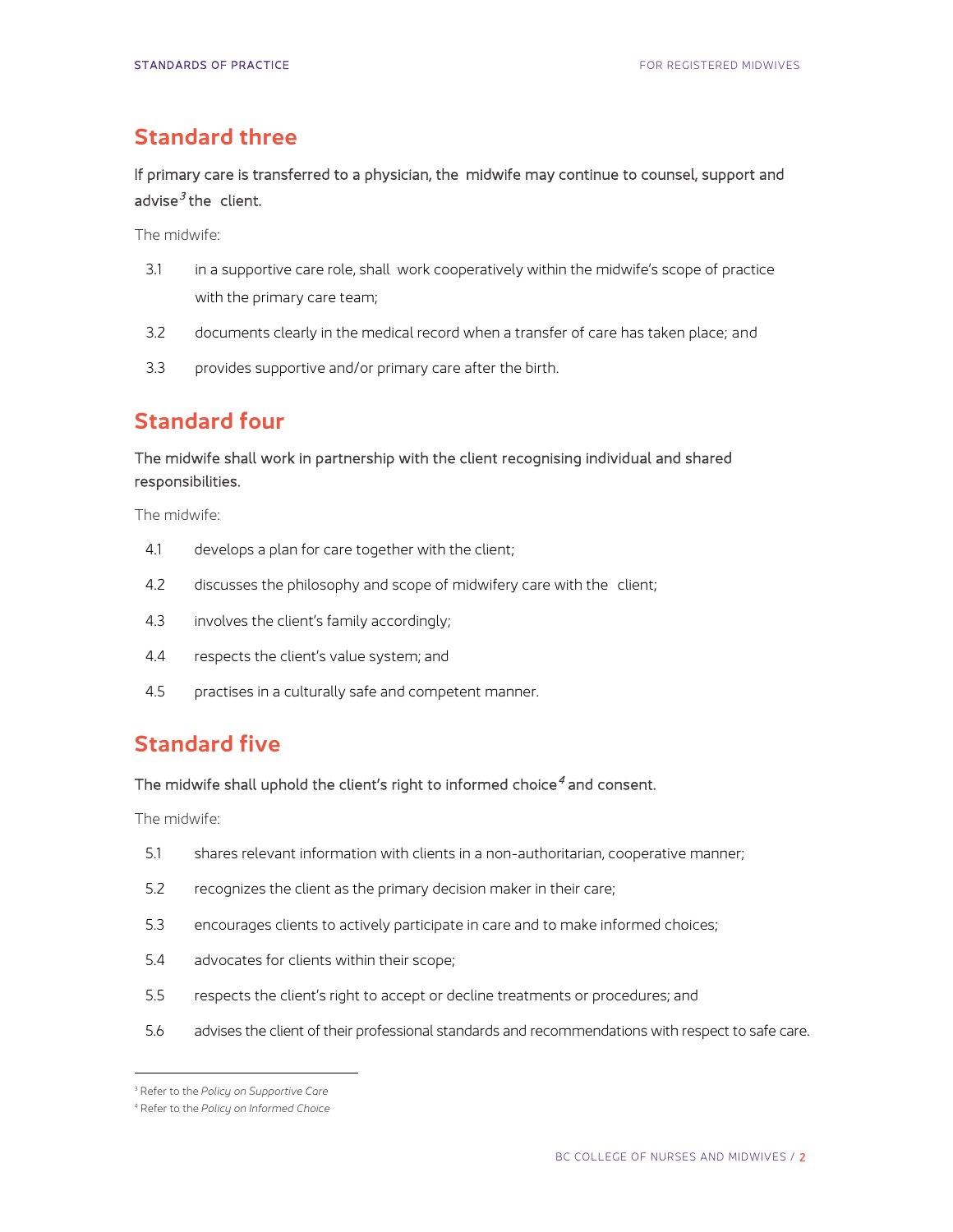## Standard three

**If primary care is transferred to a physician, the midwife may continue to counsel, support and advise[3] the client.**

The midwife:

3.1 in a supportive care role, shall work cooperatively within the midwife's scope of practice with the primary care team;

3.2 documents clearly in the medical record when a transfer of care has taken place; and

3.3 provides supportive and/or primary care after the birth.

## Standard four

**The midwife shall work in partnership with the client recognising individual and shared responsibilities.**

The midwife:

4.1 develops a plan for care together with the client;

4.2 discusses the philosophy and scope of midwifery care with the client;

4.3 involves the client's family accordingly;

4.4 respects the client's value system; and

4.5 practises in a culturally safe and competent manner.

## Standard five

**The midwife shall uphold the client's right to informed choice[4] and consent.**

The midwife:

5.1 shares relevant information with clients in a non-authoritarian, cooperative manner;

5.2 recognizes the client as the primary decision maker in their care;

5.3 encourages clients to actively participate in care and to make informed choices;

5.4 advocates for clients within their scope;

5.5 respects the client's right to accept or decline treatments or procedures; and

5.6 advises the client of their professional standards and recommendations with respect to safe care.

---

[3] Refer to the *Policy on Supportive Care*

[4] Refer to the *Policy on Informed Choice*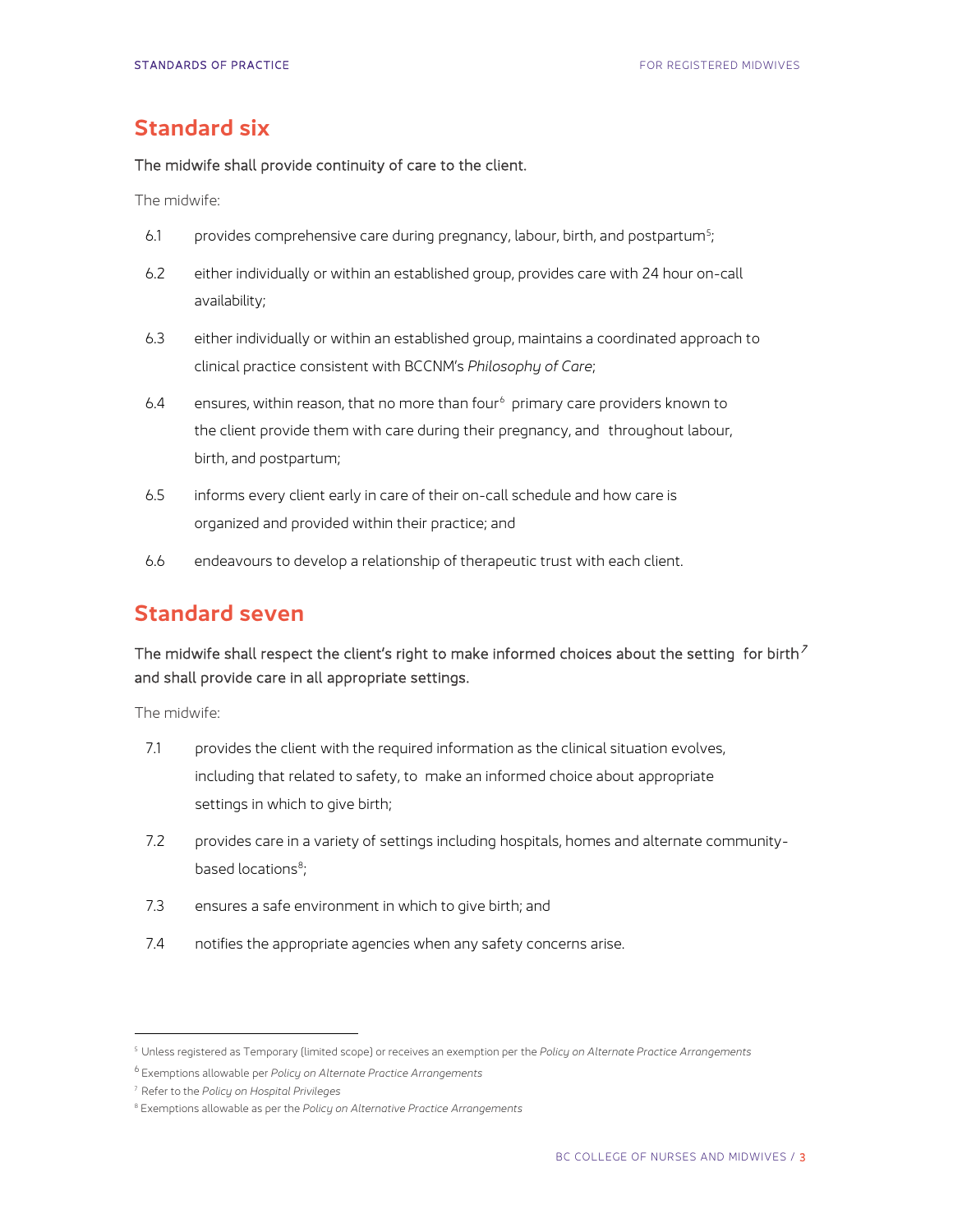## Standard six

**The midwife shall provide continuity of care to the client.**

The midwife:

6.1 provides comprehensive care during pregnancy, labour, birth, and postpartum[5];

6.2 either individually or within an established group, provides care with 24 hour on-call availability;

6.3 either individually or within an established group, maintains a coordinated approach to clinical practice consistent with BCCNM's *Philosophy of Care*;

6.4 ensures, within reason, that no more than four[6] primary care providers known to the client provide them with care during their pregnancy, and throughout labour, birth, and postpartum;

6.5 informs every client early in care of their on-call schedule and how care is organized and provided within their practice; and

6.6 endeavours to develop a relationship of therapeutic trust with each client.

## Standard seven

**The midwife shall respect the client's right to make informed choices about the setting for birth[7] and shall provide care in all appropriate settings.**

The midwife:

7.1 provides the client with the required information as the clinical situation evolves, including that related to safety, to make an informed choice about appropriate settings in which to give birth;

7.2 provides care in a variety of settings including hospitals, homes and alternate community-based locations[8];

7.3 ensures a safe environment in which to give birth; and

7.4 notifies the appropriate agencies when any safety concerns arise.

---

[5] Unless registered as Temporary (limited scope) or receives an exemption per the *Policy on Alternate Practice Arrangements*

[6] Exemptions allowable per *Policy on Alternate Practice Arrangements*

[7] Refer to the *Policy on Hospital Privileges*

[8] Exemptions allowable as per the *Policy on Alternative Practice Arrangements*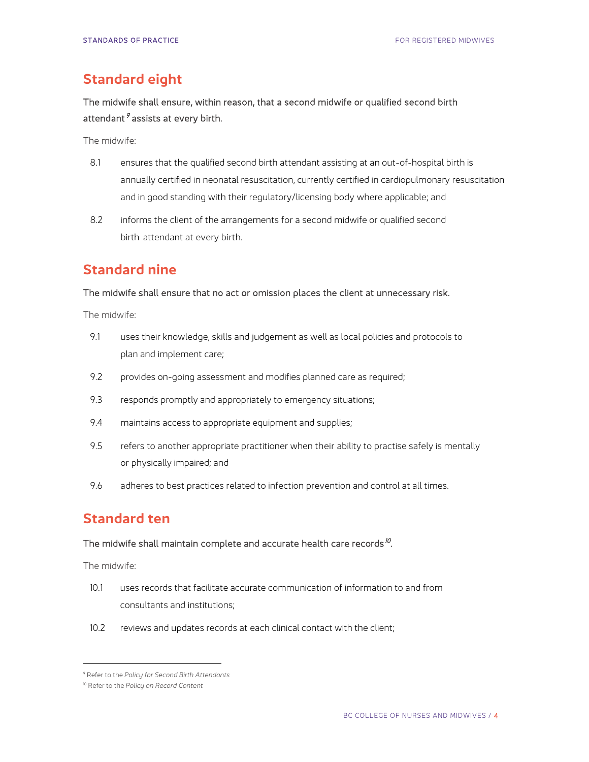## Standard eight

**The midwife shall ensure, within reason, that a second midwife or qualified second birth attendant[9] assists at every birth.**

The midwife:

8.1 ensures that the qualified second birth attendant assisting at an out-of-hospital birth is annually certified in neonatal resuscitation, currently certified in cardiopulmonary resuscitation and in good standing with their regulatory/licensing body where applicable; and

8.2 informs the client of the arrangements for a second midwife or qualified second birth attendant at every birth.

## Standard nine

**The midwife shall ensure that no act or omission places the client at unnecessary risk.**

The midwife:

9.1 uses their knowledge, skills and judgement as well as local policies and protocols to plan and implement care;

9.2 provides on-going assessment and modifies planned care as required;

9.3 responds promptly and appropriately to emergency situations;

9.4 maintains access to appropriate equipment and supplies;

9.5 refers to another appropriate practitioner when their ability to practise safely is mentally or physically impaired; and

9.6 adheres to best practices related to infection prevention and control at all times.

## Standard ten

**The midwife shall maintain complete and accurate health care records[10].**

The midwife:

10.1 uses records that facilitate accurate communication of information to and from consultants and institutions;

10.2 reviews and updates records at each clinical contact with the client;

---

[9] Refer to the *Policy for Second Birth Attendants*

[10] Refer to the *Policy on Record Content*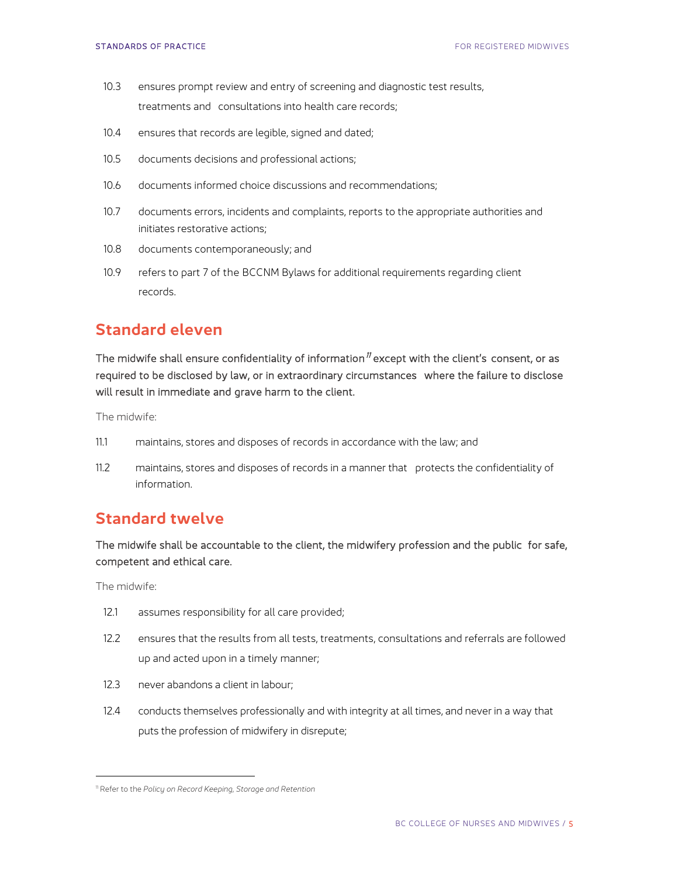10.3 ensures prompt review and entry of screening and diagnostic test results, treatments and consultations into health care records;

10.4 ensures that records are legible, signed and dated;

10.5 documents decisions and professional actions;

10.6 documents informed choice discussions and recommendations;

10.7 documents errors, incidents and complaints, reports to the appropriate authorities and initiates restorative actions;

10.8 documents contemporaneously; and

10.9 refers to part 7 of the BCCNM Bylaws for additional requirements regarding client records.

## Standard eleven

**The midwife shall ensure confidentiality of information[11] except with the client's consent, or as required to be disclosed by law, or in extraordinary circumstances where the failure to disclose will result in immediate and grave harm to the client.**

The midwife:

11.1 maintains, stores and disposes of records in accordance with the law; and

11.2 maintains, stores and disposes of records in a manner that protects the confidentiality of information.

## Standard twelve

**The midwife shall be accountable to the client, the midwifery profession and the public for safe, competent and ethical care.**

The midwife:

12.1 assumes responsibility for all care provided;

12.2 ensures that the results from all tests, treatments, consultations and referrals are followed up and acted upon in a timely manner;

12.3 never abandons a client in labour;

12.4 conducts themselves professionally and with integrity at all times, and never in a way that puts the profession of midwifery in disrepute;

---

[11] Refer to the *Policy on Record Keeping, Storage and Retention*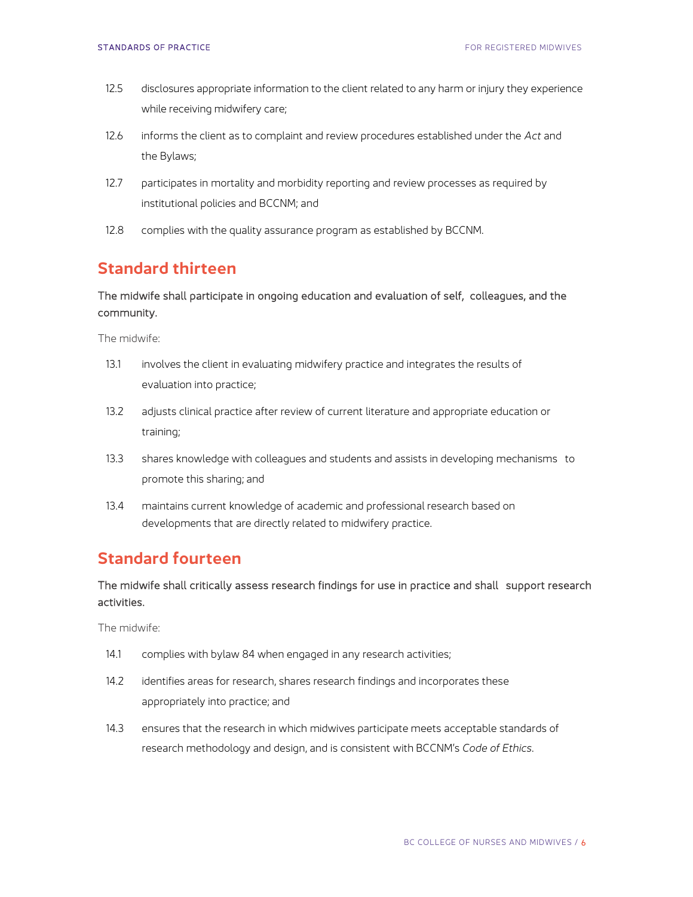12.5 disclosures appropriate information to the client related to any harm or injury they experience while receiving midwifery care;

12.6 informs the client as to complaint and review procedures established under the *Act* and the Bylaws;

12.7 participates in mortality and morbidity reporting and review processes as required by institutional policies and BCCNM; and

12.8 complies with the quality assurance program as established by BCCNM.

## Standard thirteen

**The midwife shall participate in ongoing education and evaluation of self, colleagues, and the community.**

The midwife:

13.1 involves the client in evaluating midwifery practice and integrates the results of evaluation into practice;

13.2 adjusts clinical practice after review of current literature and appropriate education or training;

13.3 shares knowledge with colleagues and students and assists in developing mechanisms to promote this sharing; and

13.4 maintains current knowledge of academic and professional research based on developments that are directly related to midwifery practice.

## Standard fourteen

**The midwife shall critically assess research findings for use in practice and shall support research activities.**

The midwife:

14.1 complies with bylaw 84 when engaged in any research activities;

14.2 identifies areas for research, shares research findings and incorporates these appropriately into practice; and

14.3 ensures that the research in which midwives participate meets acceptable standards of research methodology and design, and is consistent with BCCNM's *Code of Ethics*.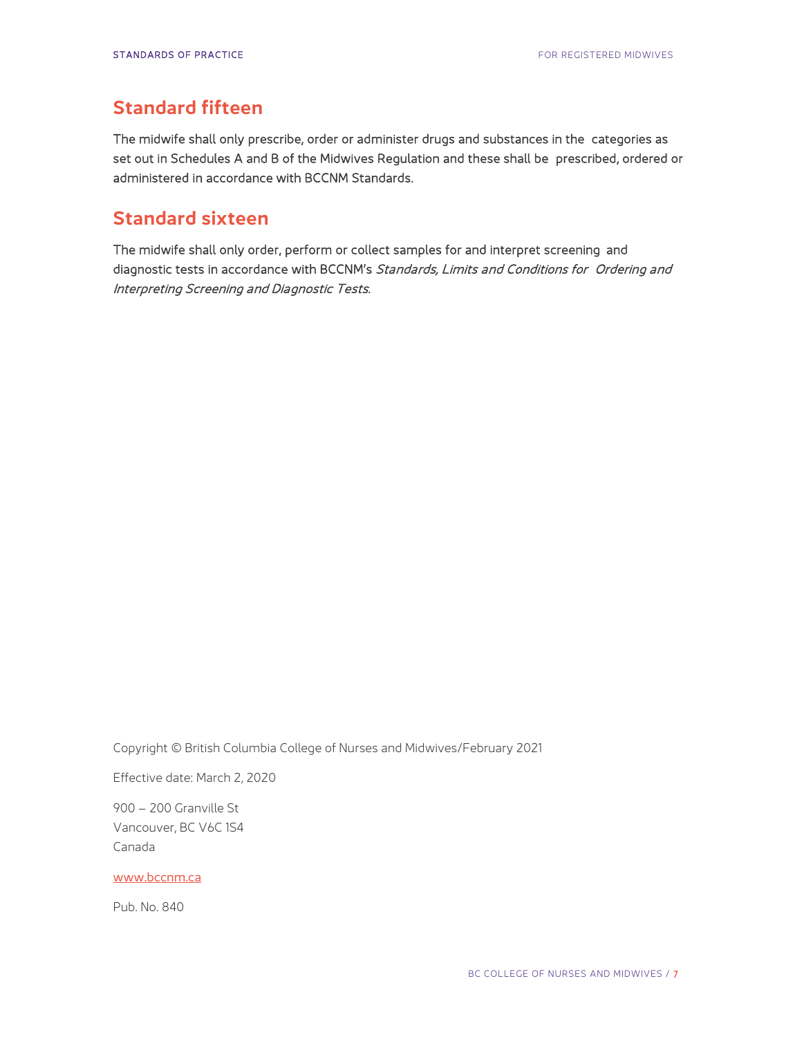## Standard fifteen

The midwife shall only prescribe, order or administer drugs and substances in the categories as set out in Schedules A and B of the Midwives Regulation and these shall be prescribed, ordered or administered in accordance with BCCNM Standards.

## Standard sixteen

The midwife shall only order, perform or collect samples for and interpret screening and diagnostic tests in accordance with BCCNM's *Standards, Limits and Conditions for Ordering and Interpreting Screening and Diagnostic Tests*.

Copyright © British Columbia College of Nurses and Midwives/February 2021

Effective date: March 2, 2020

900 – 200 Granville St
Vancouver, BC V6C 1S4
Canada

www.bccnm.ca

Pub. No. 840